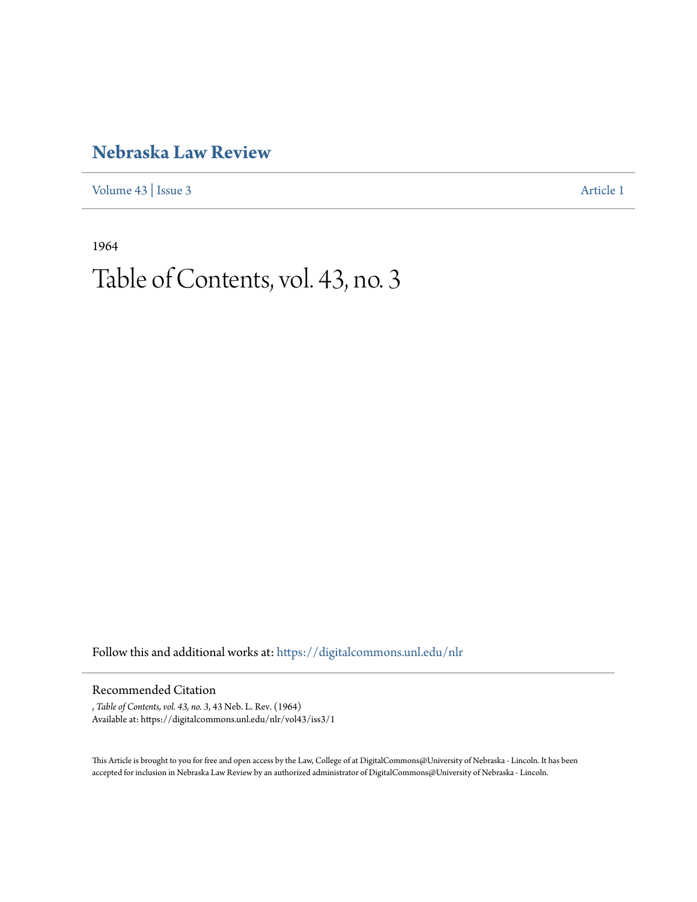# Nebraska Law Review

Volume 43 | Issue 3 Article 1

1964

# Table of Contents, vol. 43, no. 3

Follow this and additional works at: https://digitalcommons.unl.edu/nlr

## Recommended Citation

, *Table of Contents, vol. 43, no. 3*, 43 Neb. L. Rev. (1964)
Available at: https://digitalcommons.unl.edu/nlr/vol43/iss3/1

This Article is brought to you for free and open access by the Law, College of at DigitalCommons@University of Nebraska - Lincoln. It has been accepted for inclusion in Nebraska Law Review by an authorized administrator of DigitalCommons@University of Nebraska - Lincoln.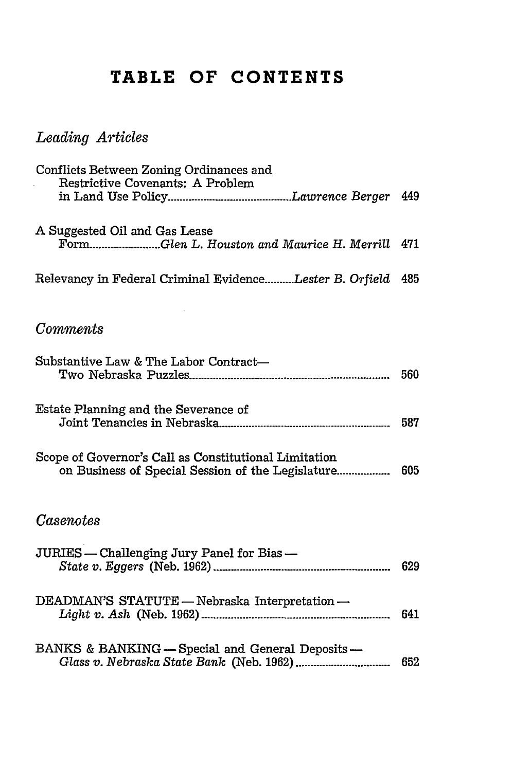# TABLE OF CONTENTS

## *Leading Articles*

Conflicts Between Zoning Ordinances and Restrictive Covenants: A Problem in Land Use Policy .......... *Lawrence Berger* 449

A Suggested Oil and Gas Lease Form .......... *Glen L. Houston and Maurice H. Merrill* 471

Relevancy in Federal Criminal Evidence .......... *Lester B. Orfield* 485

## *Comments*

Substantive Law & The Labor Contract— Two Nebraska Puzzles .......... 560

Estate Planning and the Severance of Joint Tenancies in Nebraska .......... 587

Scope of Governor's Call as Constitutional Limitation on Business of Special Session of the Legislature .......... 605

## *Casenotes*

JURIES — Challenging Jury Panel for Bias — *State v. Eggers* (Neb. 1962) .......... 629

DEADMAN'S STATUTE — Nebraska Interpretation — *Light v. Ash* (Neb. 1962) .......... 641

BANKS & BANKING — Special and General Deposits — *Glass v. Nebraska State Bank* (Neb. 1962) .......... 652